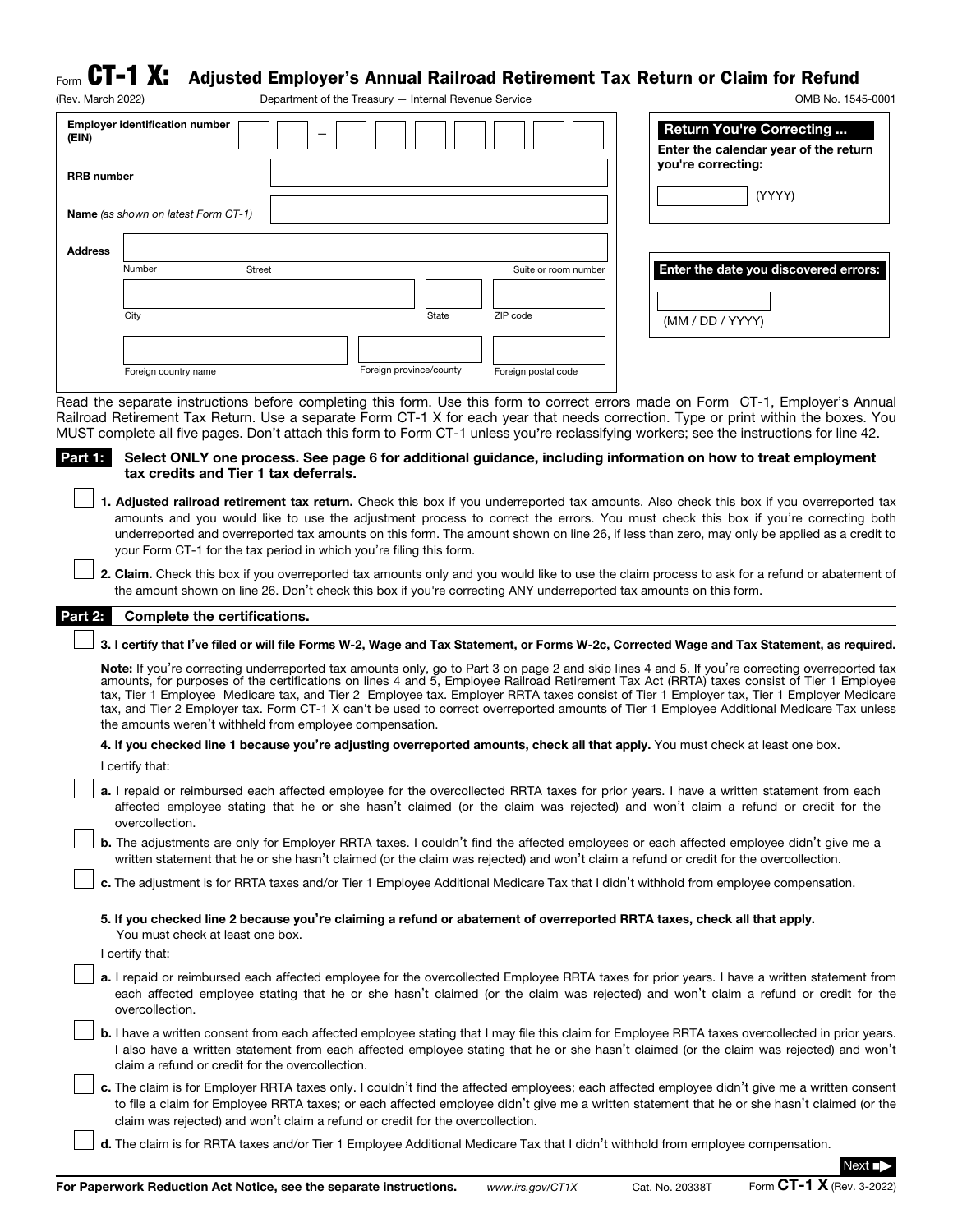Form **CT-1 X: Adjusted Employer's Annual Railroad Retirement Tax Return or Claim for Refund**

(Rev. March 2022) Department of the Treasury — Internal Revenue Service OMB No. 1545-0001

**Employer identification number (EIN)** __ __ – __ __ __ __ __ __ __

**RRB number** ____________________

**Name** *(as shown on latest Form CT-1)* ____________________

**Address** ____________________
Number Street Suite or room number

City State ZIP code

Foreign country name Foreign province/county Foreign postal code

**Return You're Correcting ...**

**Enter the calendar year of the return you're correcting:**

________ (YYYY)

**Enter the date you discovered errors:**

________ (MM / DD / YYYY)

Read the separate instructions before completing this form. Use this form to correct errors made on Form CT-1, Employer's Annual Railroad Retirement Tax Return. Use a separate Form CT-1 X for each year that needs correction. Type or print within the boxes. You MUST complete all five pages. Don't attach this form to Form CT-1 unless you're reclassifying workers; see the instructions for line 42.

## Part 1: Select ONLY one process. See page 6 for additional guidance, including information on how to treat employment tax credits and Tier 1 tax deferrals.

☐ **1. Adjusted railroad retirement tax return.** Check this box if you underreported tax amounts. Also check this box if you overreported tax amounts and you would like to use the adjustment process to correct the errors. You must check this box if you're correcting both underreported and overreported tax amounts on this form. The amount shown on line 26, if less than zero, may only be applied as a credit to your Form CT-1 for the tax period in which you're filing this form.

☐ **2. Claim.** Check this box if you overreported tax amounts only and you would like to use the claim process to ask for a refund or abatement of the amount shown on line 26. Don't check this box if you're correcting ANY underreported tax amounts on this form.

## Part 2: Complete the certifications.

☐ **3. I certify that I've filed or will file Forms W-2, Wage and Tax Statement, or Forms W-2c, Corrected Wage and Tax Statement, as required.**

**Note:** If you're correcting underreported tax amounts only, go to Part 3 on page 2 and skip lines 4 and 5. If you're correcting overreported tax amounts, for purposes of the certifications on lines 4 and 5, Employee Railroad Retirement Tax Act (RRTA) taxes consist of Tier 1 Employee tax, Tier 1 Employee Medicare tax, and Tier 2 Employee tax. Employer RRTA taxes consist of Tier 1 Employer tax, Tier 1 Employer Medicare tax, and Tier 2 Employer tax. Form CT-1 X can't be used to correct overreported amounts of Tier 1 Employee Additional Medicare Tax unless the amounts weren't withheld from employee compensation.

**4. If you checked line 1 because you're adjusting overreported amounts, check all that apply.** You must check at least one box.

I certify that:

☐ **a.** I repaid or reimbursed each affected employee for the overcollected RRTA taxes for prior years. I have a written statement from each affected employee stating that he or she hasn't claimed (or the claim was rejected) and won't claim a refund or credit for the overcollection.

☐ **b.** The adjustments are only for Employer RRTA taxes. I couldn't find the affected employees or each affected employee didn't give me a written statement that he or she hasn't claimed (or the claim was rejected) and won't claim a refund or credit for the overcollection.

☐ **c.** The adjustment is for RRTA taxes and/or Tier 1 Employee Additional Medicare Tax that I didn't withhold from employee compensation.

**5. If you checked line 2 because you're claiming a refund or abatement of overreported RRTA taxes, check all that apply.** You must check at least one box.

I certify that:

☐ **a.** I repaid or reimbursed each affected employee for the overcollected Employee RRTA taxes for prior years. I have a written statement from each affected employee stating that he or she hasn't claimed (or the claim was rejected) and won't claim a refund or credit for the overcollection.

☐ **b.** I have a written consent from each affected employee stating that I may file this claim for Employee RRTA taxes overcollected in prior years. I also have a written statement from each affected employee stating that he or she hasn't claimed (or the claim was rejected) and won't claim a refund or credit for the overcollection.

☐ **c.** The claim is for Employer RRTA taxes only. I couldn't find the affected employees; each affected employee didn't give me a written consent to file a claim for Employee RRTA taxes; or each affected employee didn't give me a written statement that he or she hasn't claimed (or the claim was rejected) and won't claim a refund or credit for the overcollection.

☐ **d.** The claim is for RRTA taxes and/or Tier 1 Employee Additional Medicare Tax that I didn't withhold from employee compensation.

Next ➡

**For Paperwork Reduction Act Notice, see the separate instructions.** www.irs.gov/CT1X Cat. No. 20338T Form **CT-1 X** (Rev. 3-2022)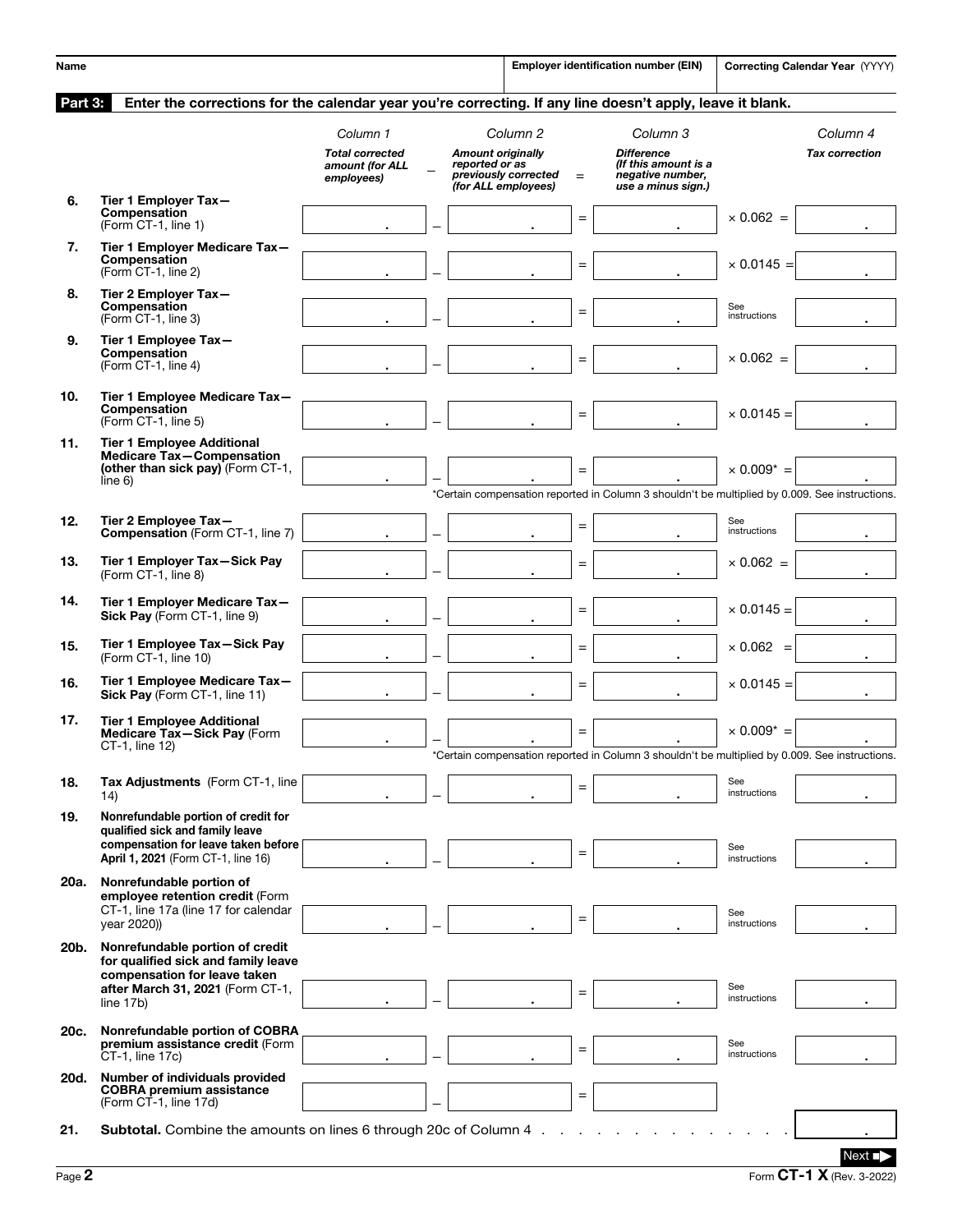| Name | Employer identification number (EIN) | Correcting Calendar Year (YYYY) |
|---|---|---|
| | | |

**Part 3: Enter the corrections for the calendar year you're correcting. If any line doesn't apply, leave it blank.**

| | | Column 1<br>*Total corrected amount (for ALL employees)* | – | Column 2<br>*Amount originally reported or as previously corrected (for ALL employees)* | = | Column 3<br>*Difference (If this amount is a negative number, use a minus sign.)* | | Column 4<br>*Tax correction* |
|---|---|---|---|---|---|---|---|---|
| 6. | **Tier 1 Employer Tax—Compensation** (Form CT-1, line 1) | . | – | . | = | . | × 0.062 = | . |
| 7. | **Tier 1 Employer Medicare Tax—Compensation** (Form CT-1, line 2) | . | – | . | = | . | × 0.0145 = | . |
| 8. | **Tier 2 Employer Tax—Compensation** (Form CT-1, line 3) | . | – | . | = | . | See instructions | . |
| 9. | **Tier 1 Employee Tax—Compensation** (Form CT-1, line 4) | . | – | . | = | . | × 0.062 = | . |
| 10. | **Tier 1 Employee Medicare Tax—Compensation** (Form CT-1, line 5) | . | – | . | = | . | × 0.0145 = | . |
| 11. | **Tier 1 Employee Additional Medicare Tax—Compensation (other than sick pay)** (Form CT-1, line 6) | . | – | . | = | . | × 0.009* = | . |
| | *Certain compensation reported in Column 3 shouldn't be multiplied by 0.009. See instructions. | | | | | | | |
| 12. | **Tier 2 Employee Tax—Compensation** (Form CT-1, line 7) | . | – | . | = | . | See instructions | . |
| 13. | **Tier 1 Employer Tax—Sick Pay** (Form CT-1, line 8) | . | – | . | = | . | × 0.062 = | . |
| 14. | **Tier 1 Employer Medicare Tax—Sick Pay** (Form CT-1, line 9) | . | – | . | = | . | × 0.0145 = | . |
| 15. | **Tier 1 Employee Tax—Sick Pay** (Form CT-1, line 10) | . | – | . | = | . | × 0.062 = | . |
| 16. | **Tier 1 Employee Medicare Tax—Sick Pay** (Form CT-1, line 11) | . | – | . | = | . | × 0.0145 = | . |
| 17. | **Tier 1 Employee Additional Medicare Tax—Sick Pay** (Form CT-1, line 12) | . | – | . | = | . | × 0.009* = | . |
| | *Certain compensation reported in Column 3 shouldn't be multiplied by 0.009. See instructions. | | | | | | | |
| 18. | **Tax Adjustments** (Form CT-1, line 14) | . | – | . | = | . | See instructions | . |
| 19. | **Nonrefundable portion of credit for qualified sick and family leave compensation for leave taken before April 1, 2021** (Form CT-1, line 16) | . | – | . | = | . | See instructions | . |
| 20a. | **Nonrefundable portion of employee retention credit** (Form CT-1, line 17a (line 17 for calendar year 2020)) | . | – | . | = | . | See instructions | . |
| 20b. | **Nonrefundable portion of credit for qualified sick and family leave compensation for leave taken after March 31, 2021** (Form CT-1, line 17b) | . | – | . | = | . | See instructions | . |
| 20c. | **Nonrefundable portion of COBRA premium assistance credit** (Form CT-1, line 17c) | . | – | . | = | . | See instructions | . |
| 20d. | **Number of individuals provided COBRA premium assistance** (Form CT-1, line 17d) | | – | | = | | | |
| 21. | **Subtotal.** Combine the amounts on lines 6 through 20c of Column 4 . . . | | | | | | | . |

Next ➡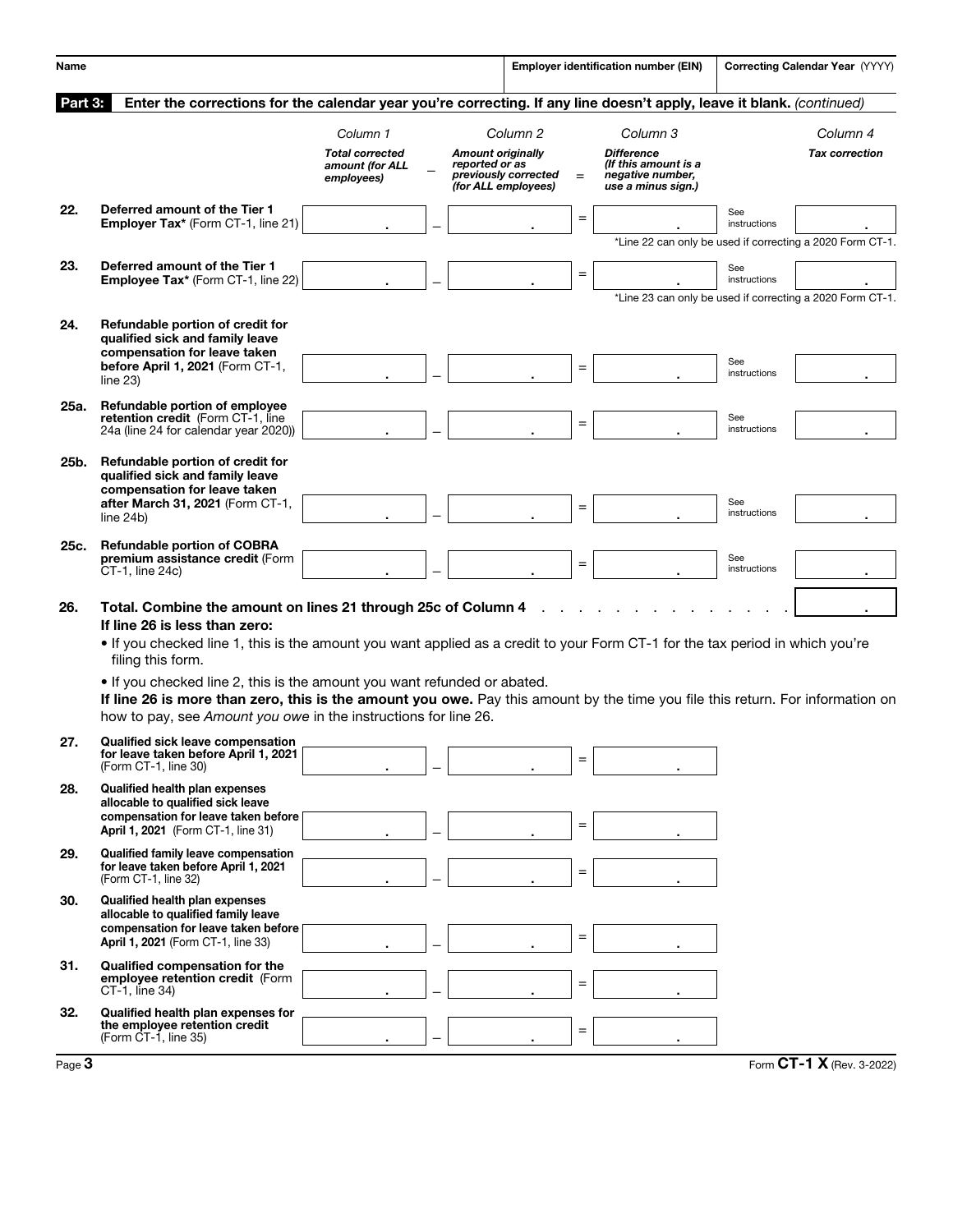| Name | Employer identification number (EIN) | Correcting Calendar Year (YYYY) |
|---|---|---|
| | | |

**Part 3: Enter the corrections for the calendar year you're correcting. If any line doesn't apply, leave it blank.** *(continued)*

| | | Column 1 | | Column 2 | | Column 3 | | Column 4 |
|---|---|---|---|---|---|---|---|---|
| | | *Total corrected amount (for ALL employees)* | – | *Amount originally reported or as previously corrected (for ALL employees)* | = | *Difference (If this amount is a negative number, use a minus sign.)* | | *Tax correction* |
| 22. | **Deferred amount of the Tier 1 Employer Tax*** (Form CT-1, line 21) | . | – | . | = | . | See instructions | . |
| | *Line 22 can only be used if correcting a 2020 Form CT-1. | | | | | | | |
| 23. | **Deferred amount of the Tier 1 Employee Tax*** (Form CT-1, line 22) | . | – | . | = | . | See instructions | . |
| | *Line 23 can only be used if correcting a 2020 Form CT-1. | | | | | | | |
| 24. | **Refundable portion of credit for qualified sick and family leave compensation for leave taken before April 1, 2021** (Form CT-1, line 23) | . | – | . | = | . | See instructions | . |
| 25a. | **Refundable portion of employee retention credit** (Form CT-1, line 24a (line 24 for calendar year 2020)) | . | – | . | = | . | See instructions | . |
| 25b. | **Refundable portion of credit for qualified sick and family leave compensation for leave taken after March 31, 2021** (Form CT-1, line 24b) | . | – | . | = | . | See instructions | . |
| 25c. | **Refundable portion of COBRA premium assistance credit** (Form CT-1, line 24c) | . | – | . | = | . | See instructions | . |
| 26. | **Total. Combine the amount on lines 21 through 25c of Column 4** | | | | | | | . |

**If line 26 is less than zero:**

- If you checked line 1, this is the amount you want applied as a credit to your Form CT-1 for the tax period in which you're filing this form.
- If you checked line 2, this is the amount you want refunded or abated.

**If line 26 is more than zero, this is the amount you owe.** Pay this amount by the time you file this return. For information on how to pay, see *Amount you owe* in the instructions for line 26.

| | | Column 1 | | Column 2 | | Column 3 |
|---|---|---|---|---|---|---|
| 27. | **Qualified sick leave compensation for leave taken before April 1, 2021** (Form CT-1, line 30) | . | – | . | = | . |
| 28. | **Qualified health plan expenses allocable to qualified sick leave compensation for leave taken before April 1, 2021** (Form CT-1, line 31) | . | – | . | = | . |
| 29. | **Qualified family leave compensation for leave taken before April 1, 2021** (Form CT-1, line 32) | . | – | . | = | . |
| 30. | **Qualified health plan expenses allocable to qualified family leave compensation for leave taken before April 1, 2021** (Form CT-1, line 33) | . | – | . | = | . |
| 31. | **Qualified compensation for the employee retention credit** (Form CT-1, line 34) | . | – | . | = | . |
| 32. | **Qualified health plan expenses for the employee retention credit** (Form CT-1, line 35) | . | – | . | = | . |

Form **CT-1 X** (Rev. 3-2022)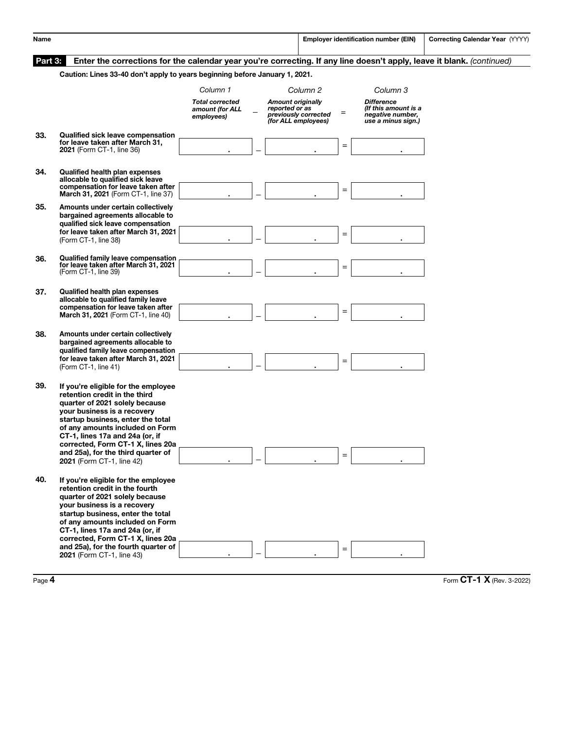| Name | Employer identification number (EIN) | Correcting Calendar Year (YYYY) |
|---|---|---|
| | | |

**Part 3: Enter the corrections for the calendar year you're correcting. If any line doesn't apply, leave it blank.** *(continued)*

**Caution: Lines 33-40 don't apply to years beginning before January 1, 2021.**

| | | Column 1 | | Column 2 | | Column 3 |
|---|---|---|---|---|---|---|
| | | *Total corrected amount (for ALL employees)* | − | *Amount originally reported or as previously corrected (for ALL employees)* | = | *Difference (If this amount is a negative number, use a minus sign.)* |
| **33.** | **Qualified sick leave compensation for leave taken after March 31, 2021** (Form CT-1, line 36) | . | − | . | = | . |
| **34.** | **Qualified health plan expenses allocable to qualified sick leave compensation for leave taken after March 31, 2021** (Form CT-1, line 37) | . | − | . | = | . |
| **35.** | **Amounts under certain collectively bargained agreements allocable to qualified sick leave compensation for leave taken after March 31, 2021** (Form CT-1, line 38) | . | − | . | = | . |
| **36.** | **Qualified family leave compensation for leave taken after March 31, 2021** (Form CT-1, line 39) | . | − | . | = | . |
| **37.** | **Qualified health plan expenses allocable to qualified family leave compensation for leave taken after March 31, 2021** (Form CT-1, line 40) | . | − | . | = | . |
| **38.** | **Amounts under certain collectively bargained agreements allocable to qualified family leave compensation for leave taken after March 31, 2021** (Form CT-1, line 41) | . | − | . | = | . |
| **39.** | **If you're eligible for the employee retention credit in the third quarter of 2021 solely because your business is a recovery startup business, enter the total of any amounts included on Form CT-1, lines 17a and 24a (or, if corrected, Form CT-1 X, lines 20a and 25a), for the third quarter of 2021** (Form CT-1, line 42) | . | − | . | = | . |
| **40.** | **If you're eligible for the employee retention credit in the fourth quarter of 2021 solely because your business is a recovery startup business, enter the total of any amounts included on Form CT-1, lines 17a and 24a (or, if corrected, Form CT-1 X, lines 20a and 25a), for the fourth quarter of 2021** (Form CT-1, line 43) | . | − | . | = | . |

Form **CT-1 X** (Rev. 3-2022)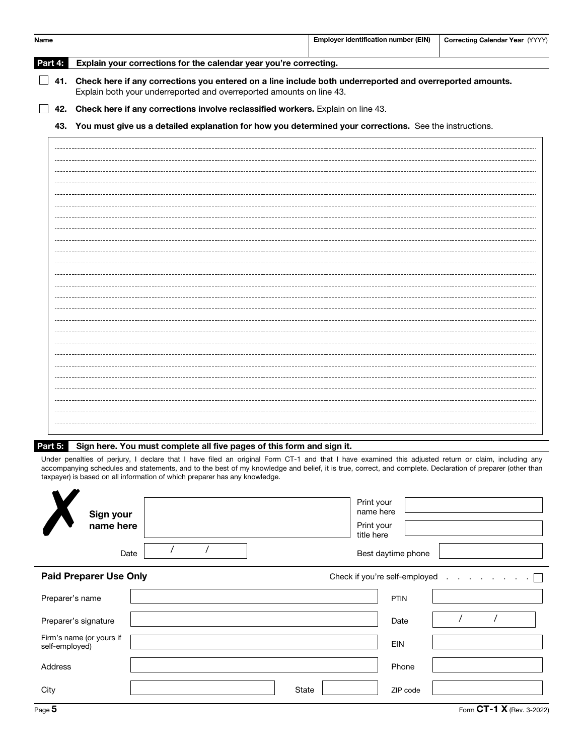| Name | Employer identification number (EIN) | Correcting Calendar Year (YYYY) |
|---|---|---|
| | | |

**Part 4: Explain your corrections for the calendar year you're correcting.**

☐ **41. Check here if any corrections you entered on a line include both underreported and overreported amounts.** Explain both your underreported and overreported amounts on line 43.

☐ **42. Check here if any corrections involve reclassified workers.** Explain on line 43.

**43. You must give us a detailed explanation for how you determined your corrections.** See the instructions.

**Part 5: Sign here. You must complete all five pages of this form and sign it.**

Under penalties of perjury, I declare that I have filed an original Form CT-1 and that I have examined this adjusted return or claim, including any accompanying schedules and statements, and to the best of my knowledge and belief, it is true, correct, and complete. Declaration of preparer (other than taxpayer) is based on all information of which preparer has any knowledge.

**Sign your name here** ____________________

Print your name here ____________________

Print your title here ____________________

Date ____ / ____ / ____

Best daytime phone ____________________

**Paid Preparer Use Only**

Check if you're self-employed ☐

| | | | |
|---|---|---|---|
| Preparer's name | | PTIN | |
| Preparer's signature | | Date | / / |
| Firm's name (or yours if self-employed) | | EIN | |
| Address | | Phone | |
| City | State | ZIP code | |

Form **CT-1 X** (Rev. 3-2022)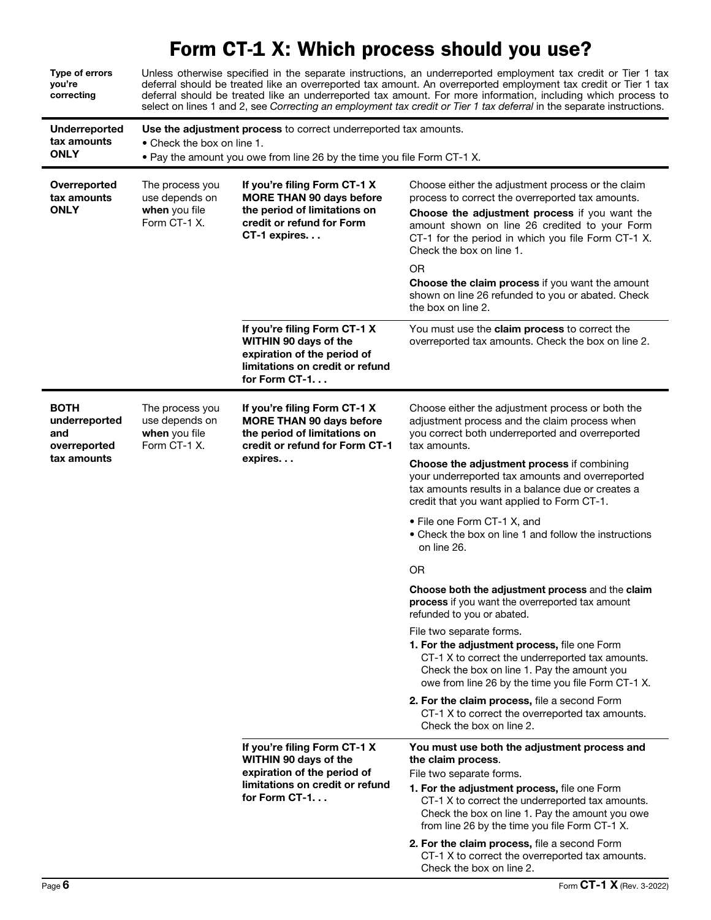# Form CT-1 X: Which process should you use?

| | | | |
|---|---|---|---|
| **Type of errors you're correcting** | Unless otherwise specified in the separate instructions, an underreported employment tax credit or Tier 1 tax deferral should be treated like an overreported tax amount. An overreported employment tax credit or Tier 1 tax deferral should be treated like an underreported tax amount. For more information, including which process to select on lines 1 and 2, see *Correcting an employment tax credit or Tier 1 tax deferral* in the separate instructions. | | |
| **Underreported tax amounts ONLY** | **Use the adjustment process** to correct underreported tax amounts.<br>• Check the box on line 1.<br>• Pay the amount you owe from line 26 by the time you file Form CT-1 X. | | |
| **Overreported tax amounts ONLY** | The process you use depends on **when** you file Form CT-1 X. | **If you're filing Form CT-1 X MORE THAN 90 days before the period of limitations on credit or refund for Form CT-1 expires. . .** | Choose either the adjustment process or the claim process to correct the overreported tax amounts.<br>**Choose the adjustment process** if you want the amount shown on line 26 credited to your Form CT-1 for the period in which you file Form CT-1 X. Check the box on line 1.<br>OR<br>**Choose the claim process** if you want the amount shown on line 26 refunded to you or abated. Check the box on line 2. |
| | | **If you're filing Form CT-1 X WITHIN 90 days of the expiration of the period of limitations on credit or refund for Form CT-1. . .** | You must use the **claim process** to correct the overreported tax amounts. Check the box on line 2. |
| **BOTH underreported and overreported tax amounts** | The process you use depends on **when** you file Form CT-1 X. | **If you're filing Form CT-1 X MORE THAN 90 days before the period of limitations on credit or refund for Form CT-1 expires. . .** | Choose either the adjustment process or both the adjustment process and the claim process when you correct both underreported and overreported tax amounts.<br>**Choose the adjustment process** if combining your underreported tax amounts and overreported tax amounts results in a balance due or creates a credit that you want applied to Form CT-1.<br>• File one Form CT-1 X, and<br>• Check the box on line 1 and follow the instructions on line 26.<br>OR<br>**Choose both the adjustment process** and the **claim process** if you want the overreported tax amount refunded to you or abated.<br>File two separate forms.<br>**1. For the adjustment process,** file one Form CT-1 X to correct the underreported tax amounts. Check the box on line 1. Pay the amount you owe from line 26 by the time you file Form CT-1 X.<br>**2. For the claim process,** file a second Form CT-1 X to correct the overreported tax amounts. Check the box on line 2. |
| | | **If you're filing Form CT-1 X WITHIN 90 days of the expiration of the period of limitations on credit or refund for Form CT-1. . .** | **You must use both the adjustment process and the claim process**.<br>File two separate forms.<br>**1. For the adjustment process,** file one Form CT-1 X to correct the underreported tax amounts. Check the box on line 1. Pay the amount you owe from line 26 by the time you file Form CT-1 X.<br>**2. For the claim process,** file a second Form CT-1 X to correct the overreported tax amounts. Check the box on line 2. |